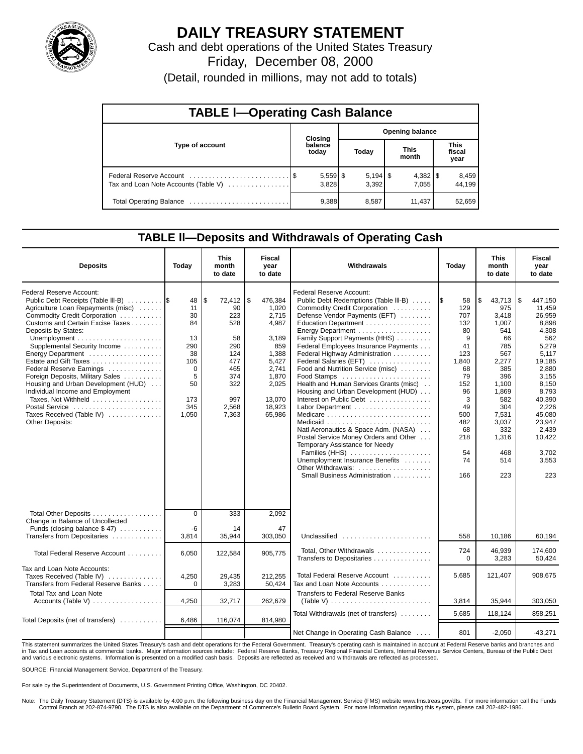# DAILY TREASURY STATEMENT

Cash and debt operations of the United States Treasury

Friday, December 08, 2000

(Detail, rounded in millions, may not add to totals)

## TABLE I—Operating Cash Balance

| Type of account | Closing balance today | Opening balance Today | Opening balance This month | Opening balance This fiscal year |
|---|---|---|---|---|
| Federal Reserve Account | $ 5,559 | $ 5,194 | $ 4,382 | $ 8,459 |
| Tax and Loan Note Accounts (Table V) | 3,828 | 3,392 | 7,055 | 44,199 |
| Total Operating Balance | 9,388 | 8,587 | 11,437 | 52,659 |

## TABLE II—Deposits and Withdrawals of Operating Cash

| Deposits | Today | This month to date | Fiscal year to date |
|---|---|---|---|
| Federal Reserve Account: | | | |
| Public Debt Receipts (Table III-B) | $ 48 | $ 72,412 | $ 476,384 |
| Agriculture Loan Repayments (misc) | 11 | 90 | 1,020 |
| Commodity Credit Corporation | 30 | 223 | 2,715 |
| Customs and Certain Excise Taxes | 84 | 528 | 4,987 |
| Deposits by States: | | | |
| Unemployment | 13 | 58 | 3,189 |
| Supplemental Security Income | 290 | 290 | 859 |
| Energy Department | 38 | 124 | 1,388 |
| Estate and Gift Taxes | 105 | 477 | 5,427 |
| Federal Reserve Earnings | 0 | 465 | 2,741 |
| Foreign Deposits, Military Sales | 5 | 374 | 1,870 |
| Housing and Urban Development (HUD) | 50 | 322 | 2,025 |
| Individual Income and Employment Taxes, Not Withheld | 173 | 997 | 13,070 |
| Postal Service | 345 | 2,568 | 18,923 |
| Taxes Received (Table IV) | 1,050 | 7,363 | 65,986 |
| Other Deposits: | | | |
| Total Other Deposits | 0 | 333 | 2,092 |
| Change in Balance of Uncollected Funds (closing balance $ 47) | -6 | 14 | 47 |
| Transfers from Depositaries | 3,814 | 35,944 | 303,050 |
| Total Federal Reserve Account | 6,050 | 122,584 | 905,775 |
| Tax and Loan Note Accounts: | | | |
| Taxes Received (Table IV) | 4,250 | 29,435 | 212,255 |
| Transfers from Federal Reserve Banks | 0 | 3,283 | 50,424 |
| Total Tax and Loan Note Accounts (Table V) | 4,250 | 32,717 | 262,679 |
| Total Deposits (net of transfers) | 6,486 | 116,074 | 814,980 |

| Withdrawals | Today | This month to date | Fiscal year to date |
|---|---|---|---|
| Federal Reserve Account: | | | |
| Public Debt Redemptions (Table III-B) | $ 58 | $ 43,713 | $ 447,150 |
| Commodity Credit Corporation | 129 | 975 | 11,459 |
| Defense Vendor Payments (EFT) | 707 | 3,418 | 26,959 |
| Education Department | 132 | 1,007 | 8,898 |
| Energy Department | 80 | 541 | 4,308 |
| Family Support Payments (HHS) | 9 | 66 | 562 |
| Federal Employees Insurance Payments | 41 | 785 | 5,279 |
| Federal Highway Administration | 123 | 567 | 5,117 |
| Federal Salaries (EFT) | 1,840 | 2,277 | 19,185 |
| Food and Nutrition Service (misc) | 68 | 385 | 2,880 |
| Food Stamps | 79 | 396 | 3,155 |
| Health and Human Services Grants (misc) | 152 | 1,100 | 8,150 |
| Housing and Urban Development (HUD) | 96 | 1,869 | 8,793 |
| Interest on Public Debt | 3 | 582 | 40,390 |
| Labor Department | 49 | 304 | 2,226 |
| Medicare | 500 | 7,531 | 45,080 |
| Medicaid | 482 | 3,037 | 23,947 |
| Natl Aeronautics & Space Adm. (NASA) | 68 | 332 | 2,439 |
| Postal Service Money Orders and Other | 218 | 1,316 | 10,422 |
| Temporary Assistance for Needy Families (HHS) | 54 | 468 | 3,702 |
| Unemployment Insurance Benefits | 74 | 514 | 3,553 |
| Other Withdrawals: | | | |
| Small Business Administration | 166 | 223 | 223 |
| Unclassified | 558 | 10,186 | 60,194 |
| Total, Other Withdrawals | 724 | 46,939 | 174,600 |
| Transfers to Depositaries | 0 | 3,283 | 50,424 |
| Total Federal Reserve Account | 5,685 | 121,407 | 908,675 |
| Tax and Loan Note Accounts | | | |
| Transfers to Federal Reserve Banks (Table V) | 3,814 | 35,944 | 303,050 |
| Total Withdrawals (net of transfers) | 5,685 | 118,124 | 858,251 |
| Net Change in Operating Cash Balance | 801 | -2,050 | -43,271 |

This statement summarizes the United States Treasury's cash and debt operations for the Federal Government. Treasury's operating cash is maintained in account at Federal Reserve banks and branches and in Tax and Loan accounts at commercial banks. Major information sources include: Federal Reserve Banks, Treasury Regional Financial Centers, Internal Revenue Service Centers, Bureau of the Public Debt and various electronic systems. Information is presented on a modified cash basis. Deposits are reflected as received and withdrawals are reflected as processed.

SOURCE: Financial Management Service, Department of the Treasury.

For sale by the Superintendent of Documents, U.S. Government Printing Office, Washington, DC 20402.

Note: The Daily Treasury Statement (DTS) is available by 4:00 p.m. the following business day on the Financial Management Service (FMS) website www.fms.treas.gov/dts. For more information call the Funds Control Branch at 202-874-9790. The DTS is also available on the Department of Commerce's Bulletin Board System. For more information regarding this system, please call 202-482-1986.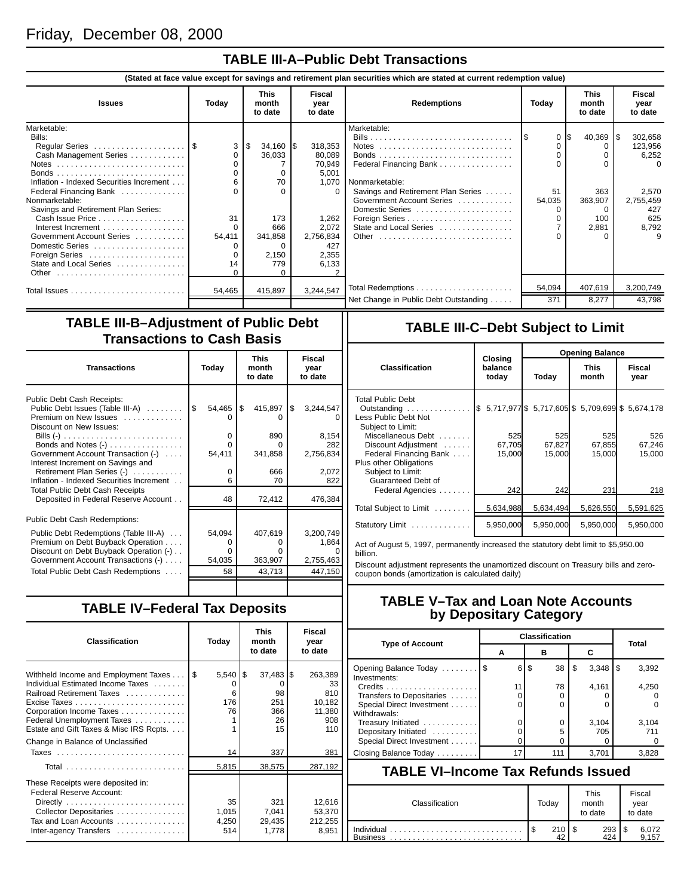Friday, December 08, 2000

## TABLE III-A–Public Debt Transactions

(Stated at face value except for savings and retirement plan securities which are stated at current redemption value)

| Issues | Today | This month to date | Fiscal year to date |
|---|---|---|---|
| Marketable: | | | |
| Bills: | | | |
| Regular Series | $ 3 | $ 34,160 | $ 318,353 |
| Cash Management Series | 0 | 36,033 | 80,089 |
| Notes | 0 | 7 | 70,949 |
| Bonds | 0 | 0 | 5,001 |
| Inflation - Indexed Securities Increment | 6 | 70 | 1,070 |
| Federal Financing Bank | 0 | 0 | 0 |
| Nonmarketable: | | | |
| Savings and Retirement Plan Series: | | | |
| Cash Issue Price | 31 | 173 | 1,262 |
| Interest Increment | 0 | 666 | 2,072 |
| Government Account Series | 54,411 | 341,858 | 2,756,834 |
| Domestic Series | 0 | 0 | 427 |
| Foreign Series | 0 | 2,150 | 2,355 |
| State and Local Series | 14 | 779 | 6,133 |
| Other | 0 | 0 | 2 |
| Total Issues | 54,465 | 415,897 | 3,244,547 |

| Redemptions | Today | This month to date | Fiscal year to date |
|---|---|---|---|
| Marketable: | | | |
| Bills | $ 0 | $ 40,369 | $ 302,658 |
| Notes | 0 | 0 | 123,956 |
| Bonds | 0 | 0 | 6,252 |
| Federal Financing Bank | 0 | 0 | 0 |
| Nonmarketable: | | | |
| Savings and Retirement Plan Series | 51 | 363 | 2,570 |
| Government Account Series | 54,035 | 363,907 | 2,755,459 |
| Domestic Series | 0 | 0 | 427 |
| Foreign Series | 0 | 100 | 625 |
| State and Local Series | 7 | 2,881 | 8,792 |
| Other | 0 | 0 | 9 |
| Total Redemptions | 54,094 | 407,619 | 3,200,749 |
| Net Change in Public Debt Outstanding | 371 | 8,277 | 43,798 |

## TABLE III-B–Adjustment of Public Debt Transactions to Cash Basis

| Transactions | Today | This month to date | Fiscal year to date |
|---|---|---|---|
| Public Debt Cash Receipts: | | | |
| Public Debt Issues (Table III-A) | $ 54,465 | $ 415,897 | $ 3,244,547 |
| Premium on New Issues | 0 | 0 | 0 |
| Discount on New Issues: | | | |
| Bills (-) | 0 | 890 | 8,154 |
| Bonds and Notes (-) | 0 | 0 | 282 |
| Government Account Transaction (-) | 54,411 | 341,858 | 2,756,834 |
| Interest Increment on Savings and Retirement Plan Series (-) | 0 | 666 | 2,072 |
| Inflation - Indexed Securities Increment | 6 | 70 | 822 |
| Total Public Debt Cash Receipts Deposited in Federal Reserve Account | 48 | 72,412 | 476,384 |
| Public Debt Cash Redemptions: | | | |
| Public Debt Redemptions (Table III-A) | 54,094 | 407,619 | 3,200,749 |
| Premium on Debt Buyback Operation | 0 | 0 | 1,864 |
| Discount on Debt Buyback Operation (-) | 0 | 0 | 0 |
| Government Account Transactions (-) | 54,035 | 363,907 | 2,755,463 |
| Total Public Debt Cash Redemptions | 58 | 43,713 | 447,150 |

## TABLE III-C–Debt Subject to Limit

| Classification | Closing balance today | Opening Balance | | |
|---|---|---|---|---|
| | | Today | This month | Fiscal year |
| Total Public Debt Outstanding | $ 5,717,977 | $ 5,717,605 | $ 5,709,699 | $ 5,674,178 |
| Less Public Debt Not Subject to Limit: | | | | |
| Miscellaneous Debt | 525 | 525 | 525 | 526 |
| Discount Adjustment | 67,705 | 67,827 | 67,855 | 67,246 |
| Federal Financing Bank | 15,000 | 15,000 | 15,000 | 15,000 |
| Plus other Obligations Subject to Limit: | | | | |
| Guaranteed Debt of Federal Agencies | 242 | 242 | 231 | 218 |
| Total Subject to Limit | 5,634,988 | 5,634,494 | 5,626,550 | 5,591,625 |
| Statutory Limit | 5,950,000 | 5,950,000 | 5,950,000 | 5,950,000 |

Act of August 5, 1997, permanently increased the statutory debt limit to $5,950.00 billion.

Discount adjustment represents the unamortized discount on Treasury bills and zero-coupon bonds (amortization is calculated daily)

## TABLE IV–Federal Tax Deposits

| Classification | Today | This month to date | Fiscal year to date |
|---|---|---|---|
| Withheld Income and Employment Taxes | $ 5,540 | $ 37,483 | $ 263,389 |
| Individual Estimated Income Taxes | 0 | 0 | 33 |
| Railroad Retirement Taxes | 6 | 98 | 810 |
| Excise Taxes | 176 | 251 | 10,182 |
| Corporation Income Taxes | 76 | 366 | 11,380 |
| Federal Unemployment Taxes | 1 | 26 | 908 |
| Estate and Gift Taxes & Misc IRS Rcpts. | 1 | 15 | 110 |
| Change in Balance of Unclassified Taxes | 14 | 337 | 381 |
| Total | 5,815 | 38,575 | 287,192 |
| These Receipts were deposited in: | | | |
| Federal Reserve Account: | | | |
| Directly | 35 | 321 | 12,616 |
| Collector Depositaries | 1,015 | 7,041 | 53,370 |
| Tax and Loan Accounts | 4,250 | 29,435 | 212,255 |
| Inter-agency Transfers | 514 | 1,778 | 8,951 |

## TABLE V–Tax and Loan Note Accounts by Depositary Category

| Type of Account | Classification | | | Total |
|---|---|---|---|---|
| | A | B | C | |
| Opening Balance Today | $ 6 | $ 38 | $ 3,348 | $ 3,392 |
| Investments: | | | | |
| Credits | 11 | 78 | 4,161 | 4,250 |
| Transfers to Depositaries | 0 | 0 | 0 | 0 |
| Special Direct Investment | 0 | 0 | 0 | 0 |
| Withdrawals: | | | | |
| Treasury Initiated | 0 | 0 | 3,104 | 3,104 |
| Depositary Initiated | 0 | 5 | 705 | 711 |
| Special Direct Investment | 0 | 0 | 0 | 0 |
| Closing Balance Today | 17 | 111 | 3,701 | 3,828 |

## TABLE VI–Income Tax Refunds Issued

| Classification | Today | This month to date | Fiscal year to date |
|---|---|---|---|
| Individual | $ 210 | $ 293 | $ 6,072 |
| Business | 42 | 424 | 9,157 |